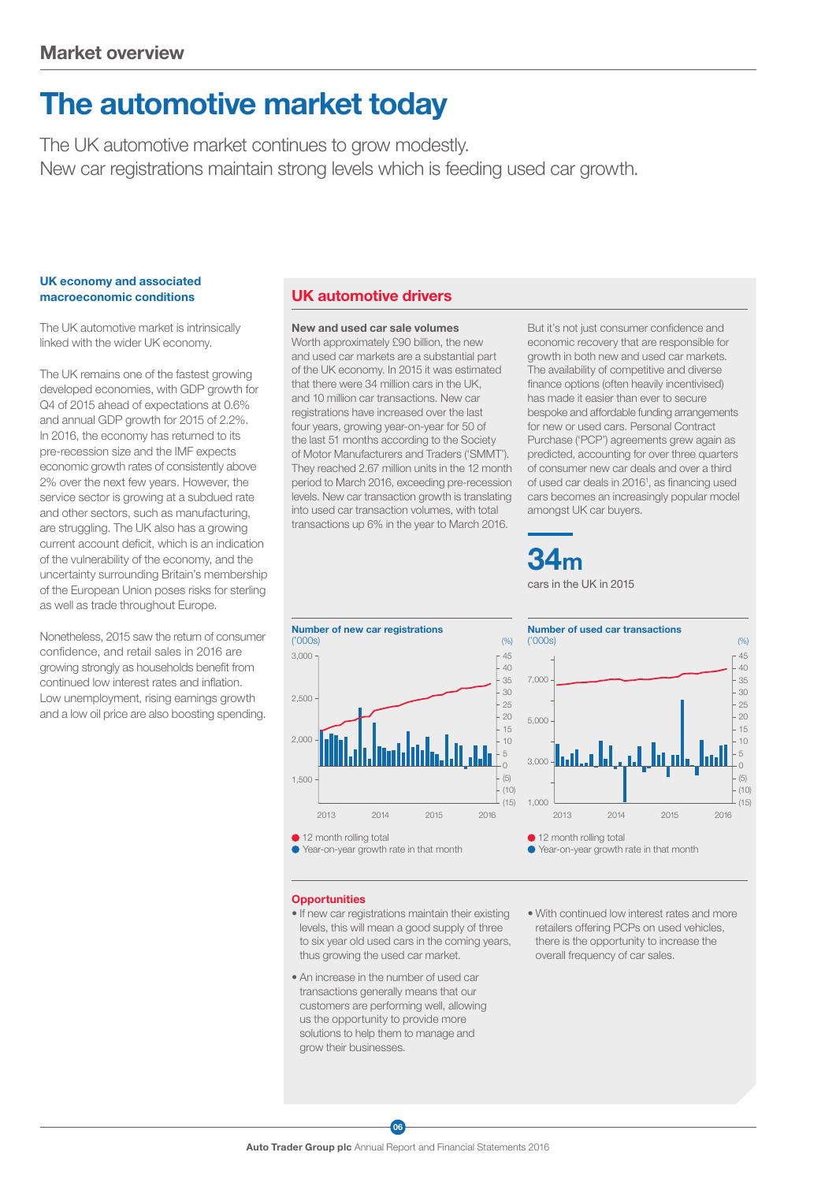Market overview

# The automotive market today

The UK automotive market continues to grow modestly.
New car registrations maintain strong levels which is feeding used car growth.

### UK economy and associated macroeconomic conditions

The UK automotive market is intrinsically linked with the wider UK economy.

The UK remains one of the fastest growing developed economies, with GDP growth for Q4 of 2015 ahead of expectations at 0.6% and annual GDP growth for 2015 of 2.2%. In 2016, the economy has returned to its pre-recession size and the IMF expects economic growth rates of consistently above 2% over the next few years. However, the service sector is growing at a subdued rate and other sectors, such as manufacturing, are struggling. The UK also has a growing current account deficit, which is an indication of the vulnerability of the economy, and the uncertainty surrounding Britain's membership of the European Union poses risks for sterling as well as trade throughout Europe.

Nonetheless, 2015 saw the return of consumer confidence, and retail sales in 2016 are growing strongly as households benefit from continued low interest rates and inflation. Low unemployment, rising earnings growth and a low oil price are also boosting spending.

## UK automotive drivers

**New and used car sale volumes**
Worth approximately £90 billion, the new and used car markets are a substantial part of the UK economy. In 2015 it was estimated that there were 34 million cars in the UK, and 10 million car transactions. New car registrations have increased over the last four years, growing year-on-year for 50 of the last 51 months according to the Society of Motor Manufacturers and Traders ('SMMT'). They reached 2.67 million units in the 12 month period to March 2016, exceeding pre-recession levels. New car transaction growth is translating into used car transaction volumes, with total transactions up 6% in the year to March 2016.

But it's not just consumer confidence and economic recovery that are responsible for growth in both new and used car markets. The availability of competitive and diverse finance options (often heavily incentivised) has made it easier than ever to secure bespoke and affordable funding arrangements for new or used cars. Personal Contract Purchase ('PCP') agreements grew again as predicted, accounting for over three quarters of consumer new car deals and over a third of used car deals in 2016[1], as financing used cars becomes an increasingly popular model amongst UK car buyers.

**34m**
cars in the UK in 2015

**Number of new car registrations**
('000s) (%)

- 12 month rolling total
- Year-on-year growth rate in that month

**Number of used car transactions**
('000s) (%)

- 12 month rolling total
- Year-on-year growth rate in that month

### Opportunities

- If new car registrations maintain their existing levels, this will mean a good supply of three to six year old used cars in the coming years, thus growing the used car market.
- An increase in the number of used car transactions generally means that our customers are performing well, allowing us the opportunity to provide more solutions to help them to manage and grow their businesses.
- With continued low interest rates and more retailers offering PCPs on used vehicles, there is the opportunity to increase the overall frequency of car sales.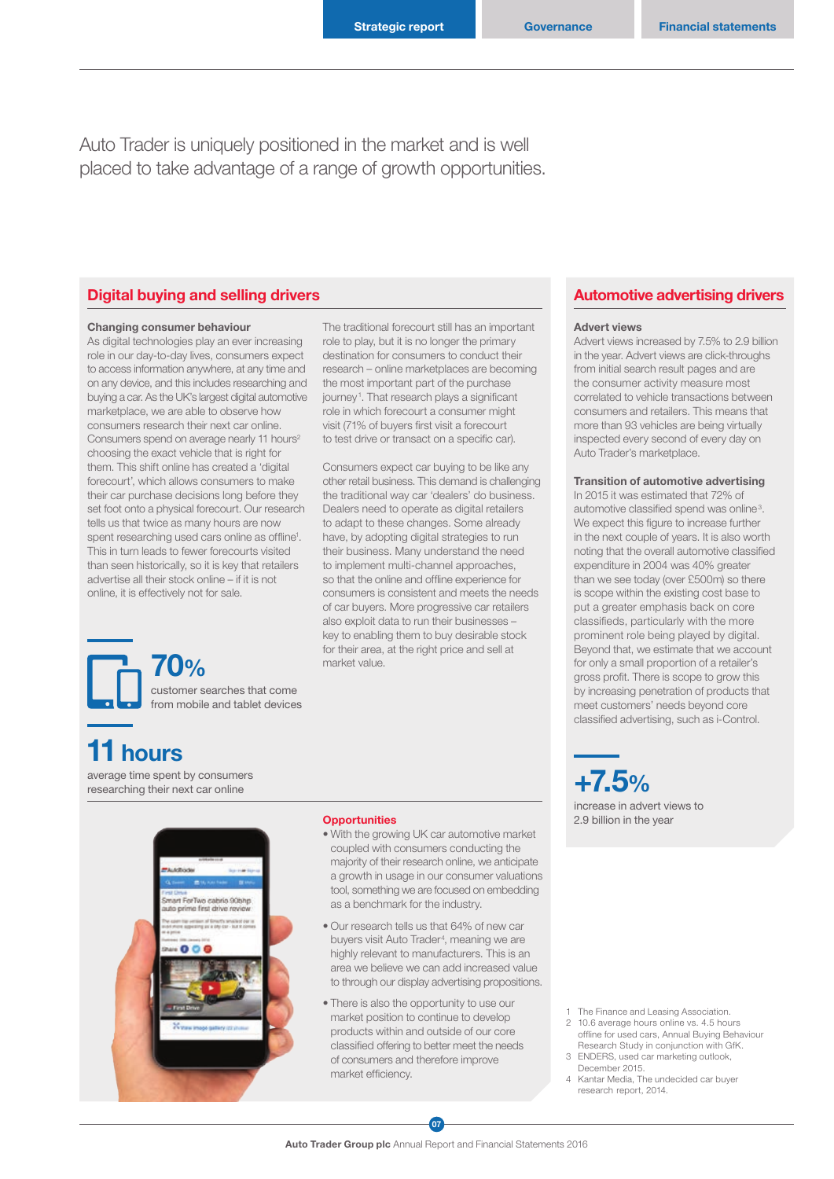Auto Trader is uniquely positioned in the market and is well placed to take advantage of a range of growth opportunities.

## Digital buying and selling drivers

**Changing consumer behaviour**

As digital technologies play an ever increasing role in our day-to-day lives, consumers expect to access information anywhere, at any time and on any device, and this includes researching and buying a car. As the UK's largest digital automotive marketplace, we are able to observe how consumers research their next car online. Consumers spend on average nearly 11 hours[2] choosing the exact vehicle that is right for them. This shift online has created a 'digital forecourt', which allows consumers to make their car purchase decisions long before they set foot onto a physical forecourt. Our research tells us that twice as many hours are now spent researching used cars online as offline[1]. This in turn leads to fewer forecourts visited than seen historically, so it is key that retailers advertise all their stock online – if it is not online, it is effectively not for sale.

The traditional forecourt still has an important role to play, but it is no longer the primary destination for consumers to conduct their research – online marketplaces are becoming the most important part of the purchase journey[1]. That research plays a significant role in which forecourt a consumer might visit (71% of buyers first visit a forecourt to test drive or transact on a specific car).

Consumers expect car buying to be like any other retail business. This demand is challenging the traditional way car 'dealers' do business. Dealers need to operate as digital retailers to adapt to these changes. Some already have, by adopting digital strategies to run their business. Many understand the need to implement multi-channel approaches, so that the online and offline experience for consumers is consistent and meets the needs of car buyers. More progressive car retailers also exploit data to run their businesses – key to enabling them to buy desirable stock for their area, at the right price and sell at market value.

**70%**
customer searches that come from mobile and tablet devices

**11 hours**
average time spent by consumers researching their next car online

### Opportunities

- With the growing UK car automotive market coupled with consumers conducting the majority of their research online, we anticipate a growth in usage in our consumer valuations tool, something we are focused on embedding as a benchmark for the industry.
- Our research tells us that 64% of new car buyers visit Auto Trader[4], meaning we are highly relevant to manufacturers. This is an area we believe we can add increased value to through our display advertising propositions.
- There is also the opportunity to use our market position to continue to develop products within and outside of our core classified offering to better meet the needs of consumers and therefore improve market efficiency.

## Automotive advertising drivers

**Advert views**

Advert views increased by 7.5% to 2.9 billion in the year. Advert views are click-throughs from initial search result pages and are the consumer activity measure most correlated to vehicle transactions between consumers and retailers. This means that more than 93 vehicles are being virtually inspected every second of every day on Auto Trader's marketplace.

**Transition of automotive advertising**

In 2015 it was estimated that 72% of automotive classified spend was online[3]. We expect this figure to increase further in the next couple of years. It is also worth noting that the overall automotive classified expenditure in 2004 was 40% greater than we see today (over £500m) so there is scope within the existing cost base to put a greater emphasis back on core classifieds, particularly with the more prominent role being played by digital. Beyond that, we estimate that we account for only a small proportion of a retailer's gross profit. There is scope to grow this by increasing penetration of products that meet customers' needs beyond core classified advertising, such as i-Control.

**+7.5%**
increase in advert views to 2.9 billion in the year

1. The Finance and Leasing Association.
2. 10.6 average hours online vs. 4.5 hours offline for used cars, Annual Buying Behaviour Research Study in conjunction with GfK.
3. ENDERS, used car marketing outlook, December 2015.
4. Kantar Media, The undecided car buyer research report, 2014.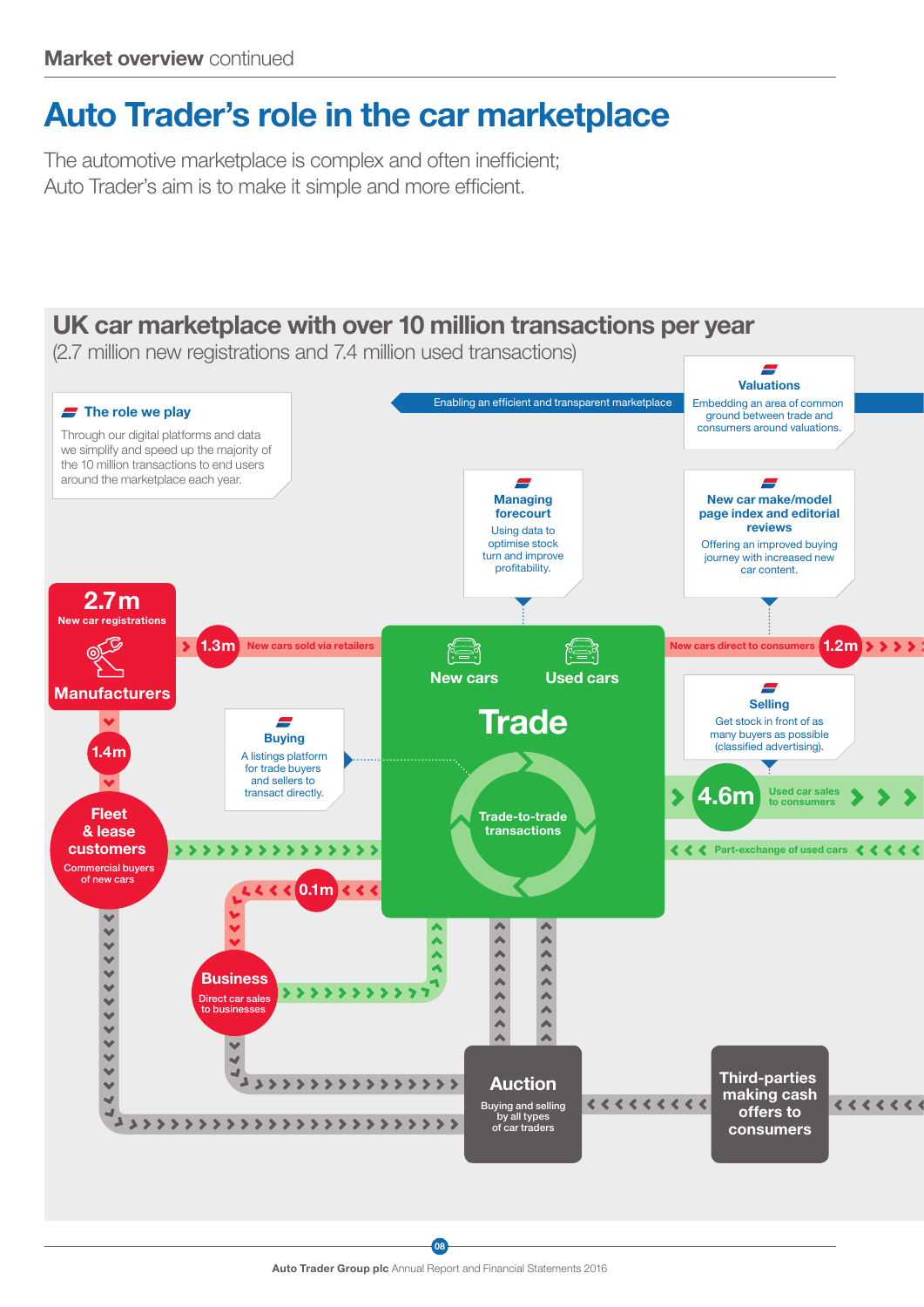# Auto Trader's role in the car marketplace

The automotive marketplace is complex and often inefficient; Auto Trader's aim is to make it simple and more efficient.

## UK car marketplace with over 10 million transactions per year

(2.7 million new registrations and 7.4 million used transactions)

### The role we play

Through our digital platforms and data we simplify and speed up the majority of the 10 million transactions to end users around the marketplace each year.

Enabling an efficient and transparent marketplace

### Valuations

Embedding an area of common ground between trade and consumers around valuations.

### Managing forecourt

Using data to optimise stock turn and improve profitability.

### New car make/model page index and editorial reviews

Offering an improved buying journey with increased new car content.

### Selling

Get stock in front of as many buyers as possible (classified advertising).

### Buying

A listings platform for trade buyers and sellers to transact directly.

**2.7m** New car registrations

**Manufacturers**

**1.3m** New cars sold via retailers

**1.2m** New cars direct to consumers

**1.4m**

**Fleet & lease customers**

Commercial buyers of new cars

**Trade**

New cars

Used cars

Trade-to-trade transactions

**4.6m** Used car sales to consumers

Part-exchange of used cars

**0.1m**

**Business**

Direct car sales to businesses

**Auction**

Buying and selling by all types of car traders

**Third-parties making cash offers to consumers**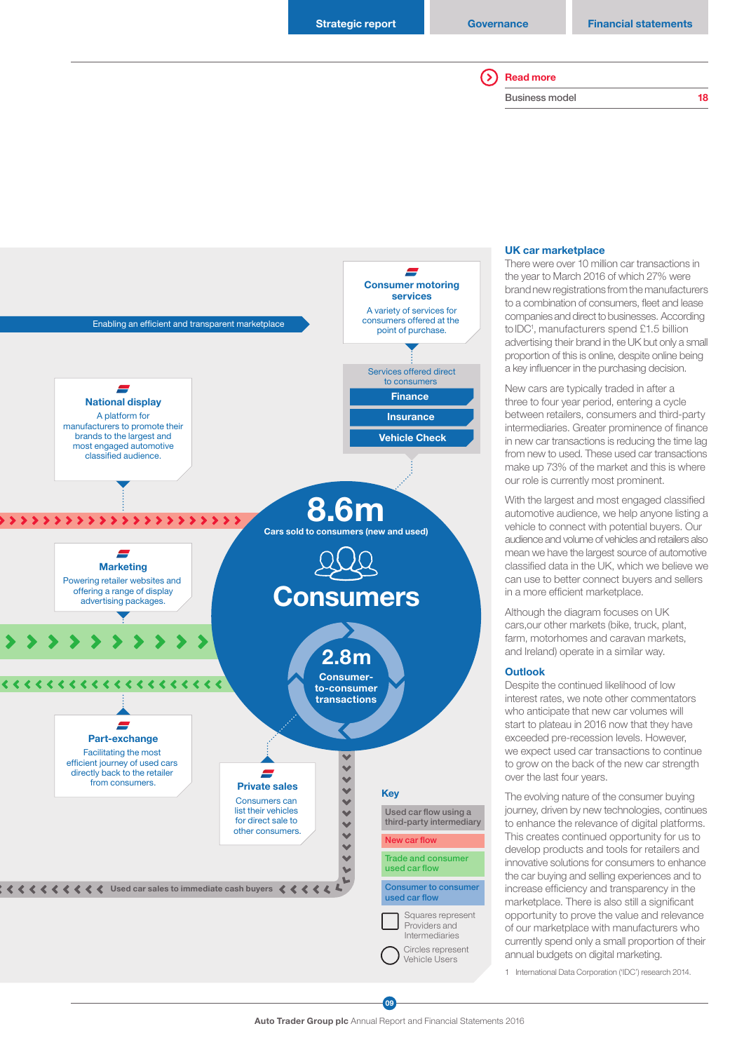Read more

Business model 18

Enabling an efficient and transparent marketplace

**Consumer motoring services**

A variety of services for consumers offered at the point of purchase.

Services offered direct to consumers

- Finance
- Insurance
- Vehicle Check

**National display**

A platform for manufacturers to promote their brands to the largest and most engaged automotive classified audience.

**Marketing**

Powering retailer websites and offering a range of display advertising packages.

**Part-exchange**

Facilitating the most efficient journey of used cars directly back to the retailer from consumers.

**Private sales**

Consumers can list their vehicles for direct sale to other consumers.

8.6m
Cars sold to consumers (new and used)

Consumers

2.8m
Consumer-to-consumer transactions

Used car sales to immediate cash buyers

**Key**

- Used car flow using a third-party intermediary
- New car flow
- Trade and consumer used car flow
- Consumer to consumer used car flow
- Squares represent Providers and Intermediaries
- Circles represent Vehicle Users

## UK car marketplace

There were over 10 million car transactions in the year to March 2016 of which 27% were brand new registrations from the manufacturers to a combination of consumers, fleet and lease companies and direct to businesses. According to IDC[1], manufacturers spend £1.5 billion advertising their brand in the UK but only a small proportion of this is online, despite online being a key influencer in the purchasing decision.

New cars are typically traded in after a three to four year period, entering a cycle between retailers, consumers and third-party intermediaries. Greater prominence of finance in new car transactions is reducing the time lag from new to used. These used car transactions make up 73% of the market and this is where our role is currently most prominent.

With the largest and most engaged classified automotive audience, we help anyone listing a vehicle to connect with potential buyers. Our audience and volume of vehicles and retailers also mean we have the largest source of automotive classified data in the UK, which we believe we can use to better connect buyers and sellers in a more efficient marketplace.

Although the diagram focuses on UK cars,our other markets (bike, truck, plant, farm, motorhomes and caravan markets, and Ireland) operate in a similar way.

## Outlook

Despite the continued likelihood of low interest rates, we note other commentators who anticipate that new car volumes will start to plateau in 2016 now that they have exceeded pre-recession levels. However, we expect used car transactions to continue to grow on the back of the new car strength over the last four years.

The evolving nature of the consumer buying journey, driven by new technologies, continues to enhance the relevance of digital platforms. This creates continued opportunity for us to develop products and tools for retailers and innovative solutions for consumers to enhance the car buying and selling experiences and to increase efficiency and transparency in the marketplace. There is also still a significant opportunity to prove the value and relevance of our marketplace with manufacturers who currently spend only a small proportion of their annual budgets on digital marketing.

1 International Data Corporation ('IDC') research 2014.